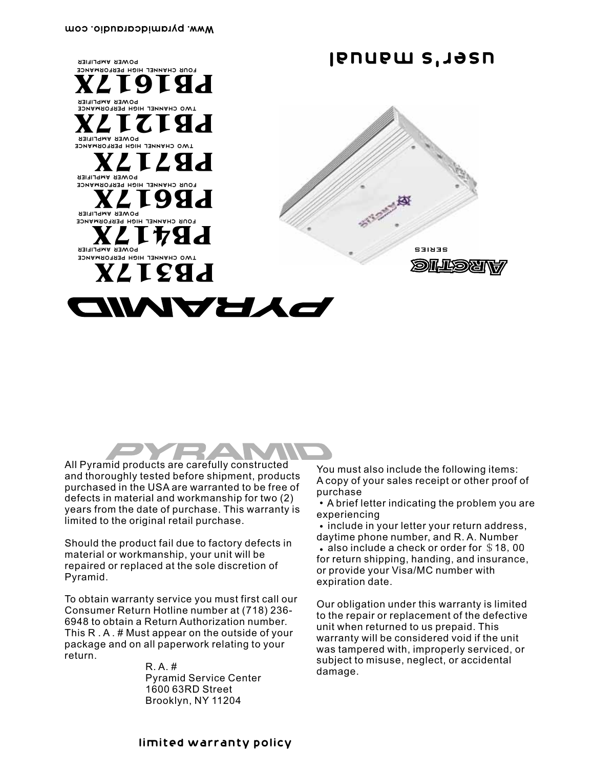Www. pyramidcaraudio. com

# user's manual

# PYRAMID

**PB1617X**
FOUR CHANNEL HIGH PERFORMANCE
POWER AMPLIFIER

**PB1217X**
TWO CHANNEL HIGH PERFORMANCE
POWER AMPLIFIER

**PB717X**
TWO CHANNEL HIGH PERFORMANCE
POWER AMPLIFIER

**PB617X**
FOUR CHANNEL HIGH PERFORMANCE
POWER AMPLIFIER

**PB417X**
FOUR CHANNEL HIGH PERFORMANCE
POWER AMPLIFIER

**PB317X**
TWO CHANNEL HIGH PERFORMANCE
POWER AMPLIFIER

ARCTIC
SERIES

# PYRAMID

All Pyramid products are carefully constructed and thoroughly tested before shipment, products purchased in the USA are warranted to be free of defects in material and workmanship for two (2) years from the date of purchase. This warranty is limited to the original retail purchase.

Should the product fail due to factory defects in material or workmanship, your unit will be repaired or replaced at the sole discretion of Pyramid.

To obtain warranty service you must first call our Consumer Return Hotline number at (718) 236-6948 to obtain a Return Authorization number. This R . A . # Must appear on the outside of your package and on all paperwork relating to your return.

R. A. #
Pyramid Service Center
1600 63RD Street
Brooklyn, NY 11204

You must also include the following items:
A copy of your sales receipt or other proof of purchase
- A brief letter indicating the problem you are experiencing
- include in your letter your return address, daytime phone number, and R. A. Number
- also include a check or order for $18, 00 for return shipping, handing, and insurance, or provide your Visa/MC number with expiration date.

Our obligation under this warranty is limited to the repair or replacement of the defective unit when returned to us prepaid. This warranty will be considered void if the unit was tampered with, improperly serviced, or subject to misuse, neglect, or accidental damage.

## limited warranty policy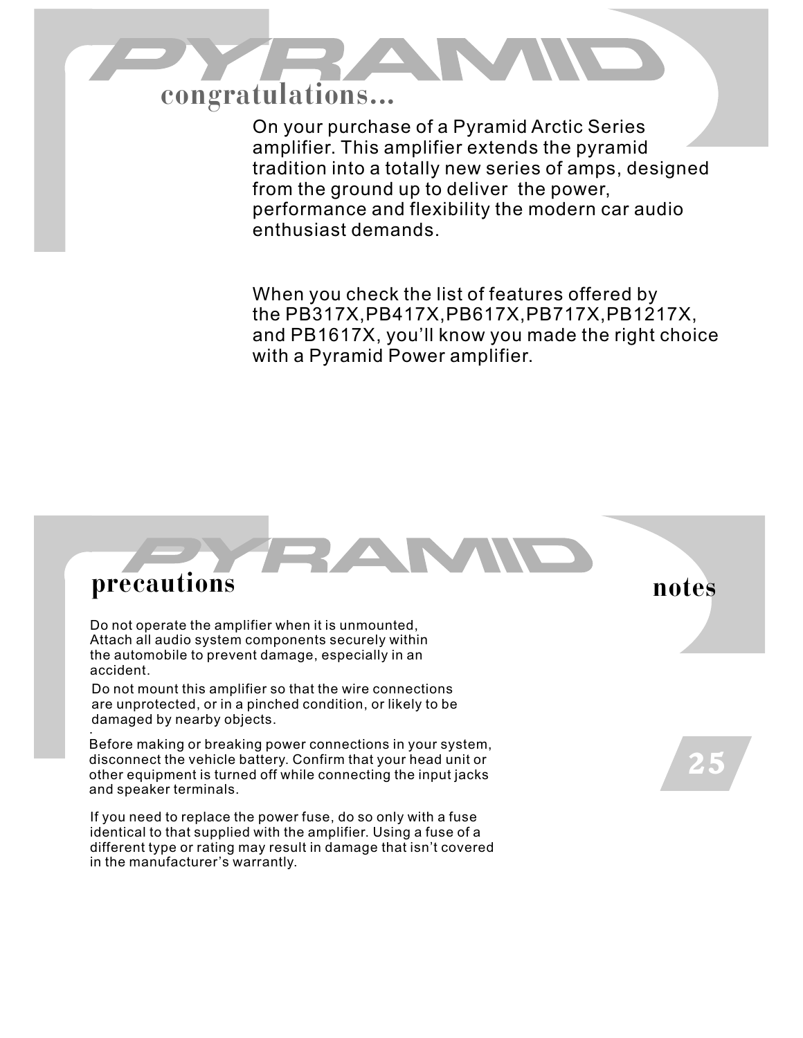# PYRAMID

## congratulations...

On your purchase of a Pyramid Arctic Series amplifier. This amplifier extends the pyramid tradition into a totally new series of amps, designed from the ground up to deliver the power, performance and flexibility the modern car audio enthusiast demands.

When you check the list of features offered by the PB317X,PB417X,PB617X,PB717X,PB1217X, and PB1617X, you'll know you made the right choice with a Pyramid Power amplifier.

# PYRAMID

## precautions

Do not operate the amplifier when it is unmounted, Attach all audio system components securely within the automobile to prevent damage, especially in an accident.

Do not mount this amplifier so that the wire connections are unprotected, or in a pinched condition, or likely to be damaged by nearby objects.

Before making or breaking power connections in your system, disconnect the vehicle battery. Confirm that your head unit or other equipment is turned off while connecting the input jacks and speaker terminals.

If you need to replace the power fuse, do so only with a fuse identical to that supplied with the amplifier. Using a fuse of a different type or rating may result in damage that isn't covered in the manufacturer's warrantly.

## notes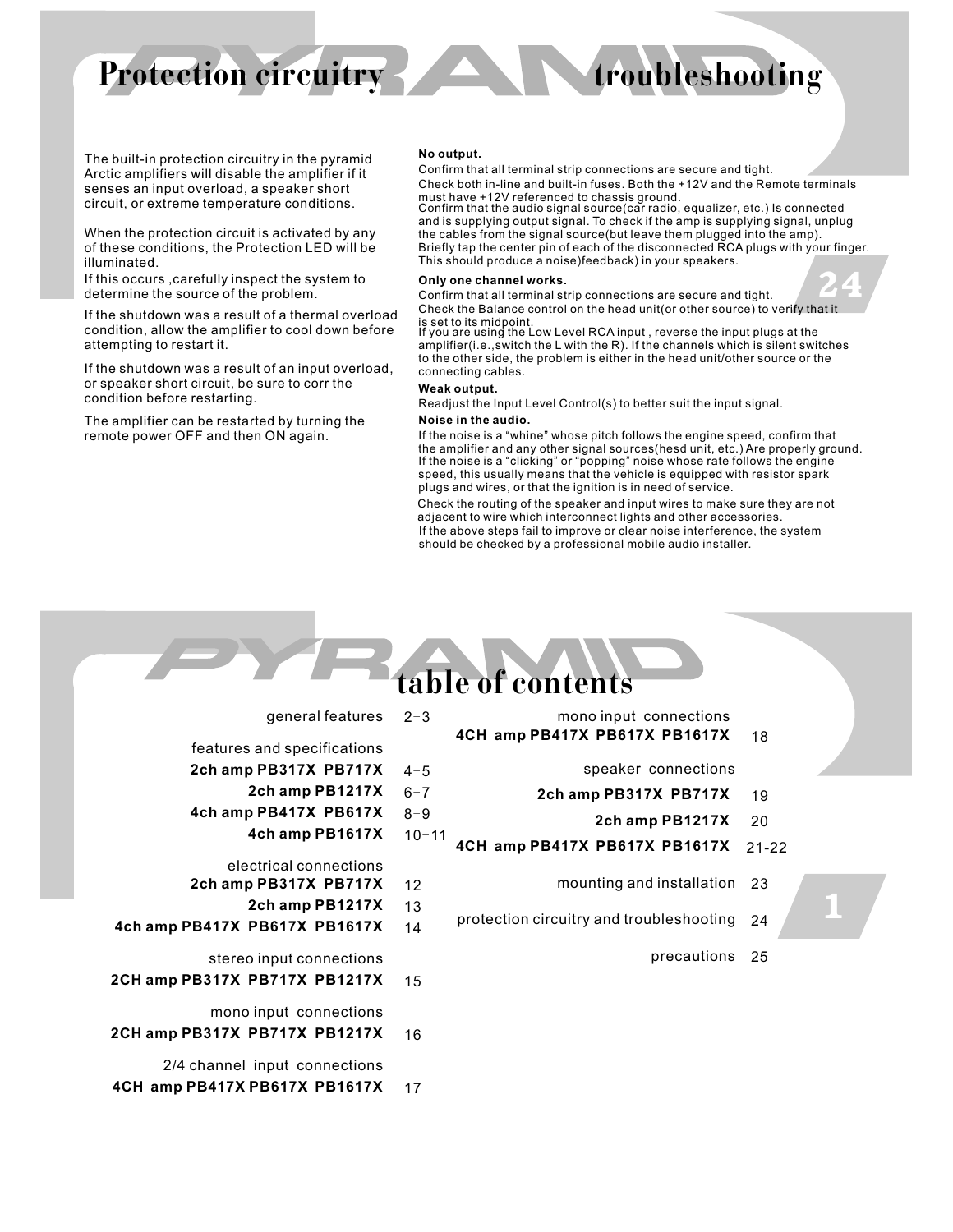# Protection circuitry troubleshooting

The built-in protection circuitry in the pyramid Arctic amplifiers will disable the amplifier if it senses an input overload, a speaker short circuit, or extreme temperature conditions.

When the protection circuit is activated by any of these conditions, the Protection LED will be illuminated.
If this occurs ,carefully inspect the system to determine the source of the problem.

If the shutdown was a result of a thermal overload condition, allow the amplifier to cool down before attempting to restart it.

If the shutdown was a result of an input overload, or speaker short circuit, be sure to corr the condition before restarting.

The amplifier can be restarted by turning the remote power OFF and then ON again.

**No output.**

Confirm that all terminal strip connections are secure and tight.
Check both in-line and built-in fuses. Both the +12V and the Remote terminals must have +12V referenced to chassis ground.
Confirm that the audio signal source(car radio, equalizer, etc.) Is connected and is supplying output signal. To check if the amp is supplying signal, unplug the cables from the signal source(but leave them plugged into the amp). Briefly tap the center pin of each of the disconnected RCA plugs with your finger. This should produce a noise)feedback) in your speakers.

**Only one channel works.**

Confirm that all terminal strip connections are secure and tight.
Check the Balance control on the head unit(or other source) to verify that it is set to its midpoint.
If you are using the Low Level RCA input , reverse the input plugs at the amplifier(i.e.,switch the L with the R). If the channels which is silent switches to the other side, the problem is either in the head unit/other source or the connecting cables.

**Weak output.**

Readjust the Input Level Control(s) to better suit the input signal.

**Noise in the audio.**

If the noise is a "whine" whose pitch follows the engine speed, confirm that the amplifier and any other signal sources(hesd unit, etc.) Are properly ground.
If the noise is a "clicking" or "popping" noise whose rate follows the engine speed, this usually means that the vehicle is equipped with resistor spark plugs and wires, or that the ignition is in need of service.
Check the routing of the speaker and input wires to make sure they are not adjacent to wire which interconnect lights and other accessories.
If the above steps fail to improve or clear noise interference, the system should be checked by a professional mobile audio installer.

# table of contents

| | |
|---|---|
| general features | 2-3 |
| features and specifications | |
| **2ch amp PB317X PB717X** | 4-5 |
| **2ch amp PB1217X** | 6-7 |
| **4ch amp PB417X PB617X** | 8-9 |
| **4ch amp PB1617X** | 10-11 |
| electrical connections | |
| **2ch amp PB317X PB717X** | 12 |
| **2ch amp PB1217X** | 13 |
| **4ch amp PB417X PB617X PB1617X** | 14 |
| stereo input connections | |
| **2CH amp PB317X PB717X PB1217X** | 15 |
| mono input connections | |
| **2CH amp PB317X PB717X PB1217X** | 16 |
| 2/4 channel input connections | |
| **4CH amp PB417X PB617X PB1617X** | 17 |
| mono input connections | |
| **4CH amp PB417X PB617X PB1617X** | 18 |
| speaker connections | |
| **2ch amp PB317X PB717X** | 19 |
| **2ch amp PB1217X** | 20 |
| **4CH amp PB417X PB617X PB1617X** | 21-22 |
| mounting and installation | 23 |
| protection circuitry and troubleshooting | 24 |
| precautions | 25 |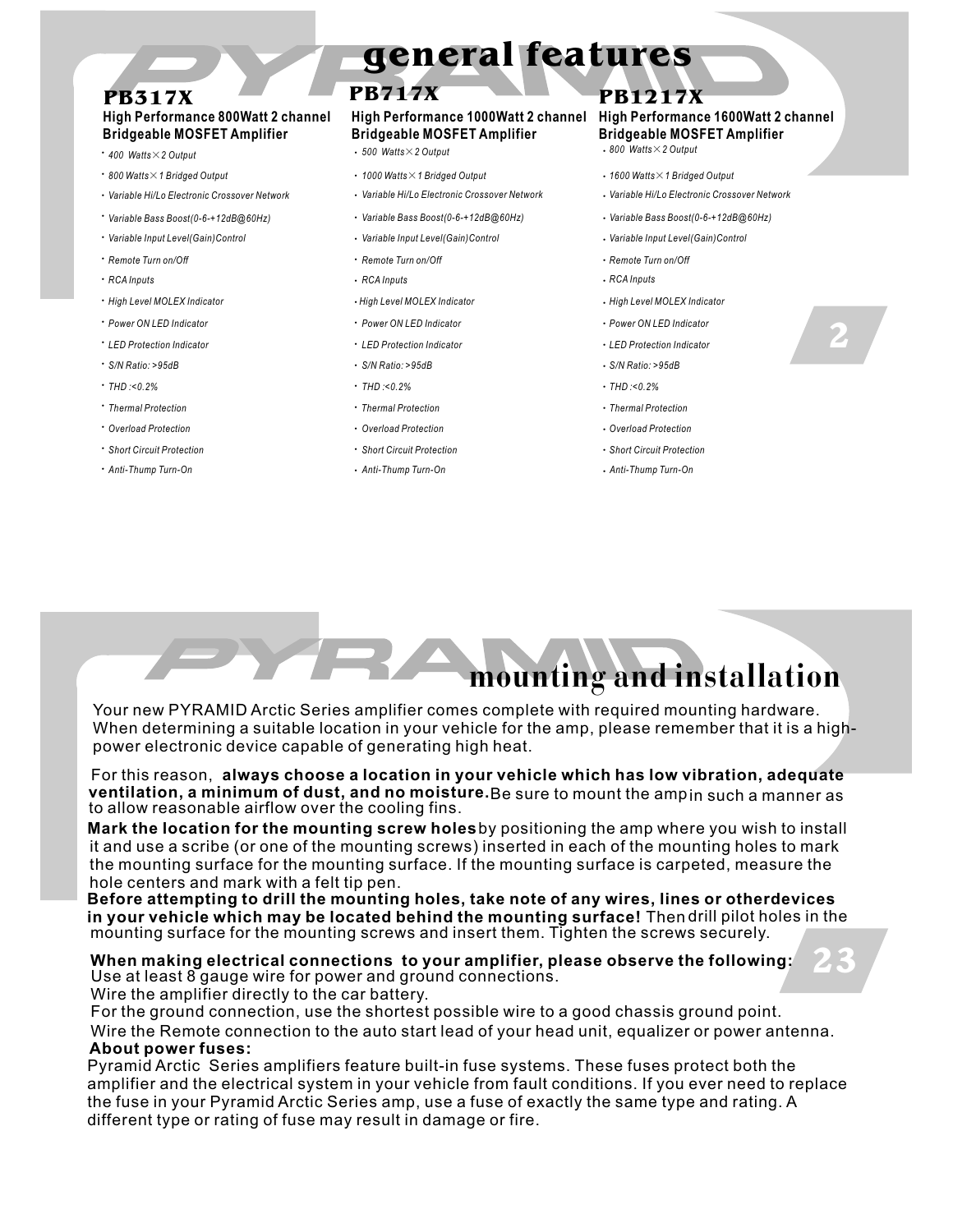# general features

## PB317X

**High Performance 800Watt 2 channel Bridgeable MOSFET Amplifier**

- *400 Watts×2 Output*
- *800 Watts×1 Bridged Output*
- *Variable Hi/Lo Electronic Crossover Network*
- *Variable Bass Boost(0-6-+12dB@60Hz)*
- *Variable Input Level(Gain)Control*
- *Remote Turn on/Off*
- *RCA Inputs*
- *High Level MOLEX Indicator*
- *Power ON LED Indicator*
- *LED Protection Indicator*
- *S/N Ratio: >95dB*
- *THD :<0.2%*
- *Thermal Protection*
- *Overload Protection*
- *Short Circuit Protection*
- *Anti-Thump Turn-On*

## PB717X

**High Performance 1000Watt 2 channel Bridgeable MOSFET Amplifier**

- *500 Watts×2 Output*
- *1000 Watts×1 Bridged Output*
- *Variable Hi/Lo Electronic Crossover Network*
- *Variable Bass Boost(0-6-+12dB@60Hz)*
- *Variable Input Level(Gain)Control*
- *Remote Turn on/Off*
- *RCA Inputs*
- *High Level MOLEX Indicator*
- *Power ON LED Indicator*
- *LED Protection Indicator*
- *S/N Ratio: >95dB*
- *THD :<0.2%*
- *Thermal Protection*
- *Overload Protection*
- *Short Circuit Protection*
- *Anti-Thump Turn-On*

## PB1217X

**High Performance 1600Watt 2 channel Bridgeable MOSFET Amplifier**

- *800 Watts×2 Output*
- *1600 Watts×1 Bridged Output*
- *Variable Hi/Lo Electronic Crossover Network*
- *Variable Bass Boost(0-6-+12dB@60Hz)*
- *Variable Input Level(Gain)Control*
- *Remote Turn on/Off*
- *RCA Inputs*
- *High Level MOLEX Indicator*
- *Power ON LED Indicator*
- *LED Protection Indicator*
- *S/N Ratio: >95dB*
- *THD :<0.2%*
- *Thermal Protection*
- *Overload Protection*
- *Short Circuit Protection*
- *Anti-Thump Turn-On*

# mounting and installation

Your new PYRAMID Arctic Series amplifier comes complete with required mounting hardware. When determining a suitable location in your vehicle for the amp, please remember that it is a high-power electronic device capable of generating high heat.

For this reason, **always choose a location in your vehicle which has low vibration, adequate ventilation, a minimum of dust, and no moisture.** Be sure to mount the amp in such a manner as to allow reasonable airflow over the cooling fins.

**Mark the location for the mounting screw holes** by positioning the amp where you wish to install it and use a scribe (or one of the mounting screws) inserted in each of the mounting holes to mark the mounting surface for the mounting surface. If the mounting surface is carpeted, measure the hole centers and mark with a felt tip pen.

**Before attempting to drill the mounting holes, take note of any wires, lines or otherdevices in your vehicle which may be located behind the mounting surface!** Then drill pilot holes in the mounting surface for the mounting screws and insert them. Tighten the screws securely.

**When making electrical connections to your amplifier, please observe the following:**

Use at least 8 gauge wire for power and ground connections.

Wire the amplifier directly to the car battery.

For the ground connection, use the shortest possible wire to a good chassis ground point.

Wire the Remote connection to the auto start lead of your head unit, equalizer or power antenna.

**About power fuses:**

Pyramid Arctic Series amplifiers feature built-in fuse systems. These fuses protect both the amplifier and the electrical system in your vehicle from fault conditions. If you ever need to replace the fuse in your Pyramid Arctic Series amp, use a fuse of exactly the same type and rating. A different type or rating of fuse may result in damage or fire.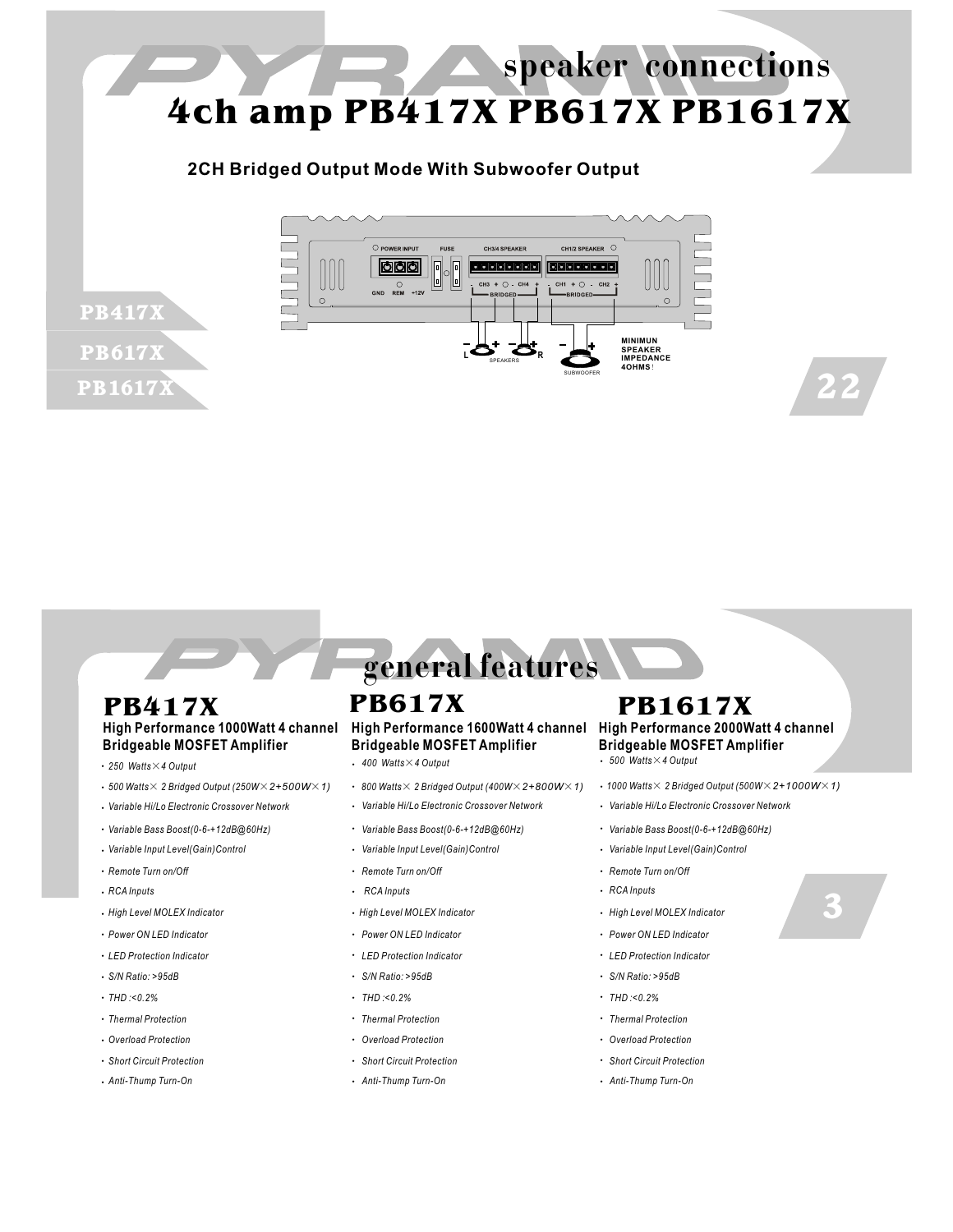# speaker connections

# 4ch amp PB417X PB617X PB1617X

## 2CH Bridged Output Mode With Subwoofer Output

POWER INPUT FUSE CH3/4 SPEAKER CH1/2 SPEAKER

GND REM +12V

CH3 + - CH4 + BRIDGED CH1 + - CH2 + BRIDGED

L SPEAKERS R SUBWOOFER

MINIMUN SPEAKER IMPEDANCE 4OHMS!

PB417X

PB617X

PB1617X

# general features

## PB417X

**High Performance 1000Watt 4 channel Bridgeable MOSFET Amplifier**

- *250 Watts×4 Output*
- *500 Watts× 2 Bridged Output (250W×2+500W×1)*
- *Variable Hi/Lo Electronic Crossover Network*
- *Variable Bass Boost(0-6-+12dB@60Hz)*
- *Variable Input Level(Gain)Control*
- *Remote Turn on/Off*
- *RCA Inputs*
- *High Level MOLEX Indicator*
- *Power ON LED Indicator*
- *LED Protection Indicator*
- *S/N Ratio: >95dB*
- *THD :<0.2%*
- *Thermal Protection*
- *Overload Protection*
- *Short Circuit Protection*
- *Anti-Thump Turn-On*

## PB617X

**High Performance 1600Watt 4 channel Bridgeable MOSFET Amplifier**

- *400 Watts×4 Output*
- *800 Watts× 2 Bridged Output (400W×2+800W×1)*
- *Variable Hi/Lo Electronic Crossover Network*
- *Variable Bass Boost(0-6-+12dB@60Hz)*
- *Variable Input Level(Gain)Control*
- *Remote Turn on/Off*
- *RCA Inputs*
- *High Level MOLEX Indicator*
- *Power ON LED Indicator*
- *LED Protection Indicator*
- *S/N Ratio: >95dB*
- *THD :<0.2%*
- *Thermal Protection*
- *Overload Protection*
- *Short Circuit Protection*
- *Anti-Thump Turn-On*

## PB1617X

**High Performance 2000Watt 4 channel Bridgeable MOSFET Amplifier**

- *500 Watts×4 Output*
- *1000 Watts× 2 Bridged Output (500W×2+1000W×1)*
- *Variable Hi/Lo Electronic Crossover Network*
- *Variable Bass Boost(0-6-+12dB@60Hz)*
- *Variable Input Level(Gain)Control*
- *Remote Turn on/Off*
- *RCA Inputs*
- *High Level MOLEX Indicator*
- *Power ON LED Indicator*
- *LED Protection Indicator*
- *S/N Ratio: >95dB*
- *THD :<0.2%*
- *Thermal Protection*
- *Overload Protection*
- *Short Circuit Protection*
- *Anti-Thump Turn-On*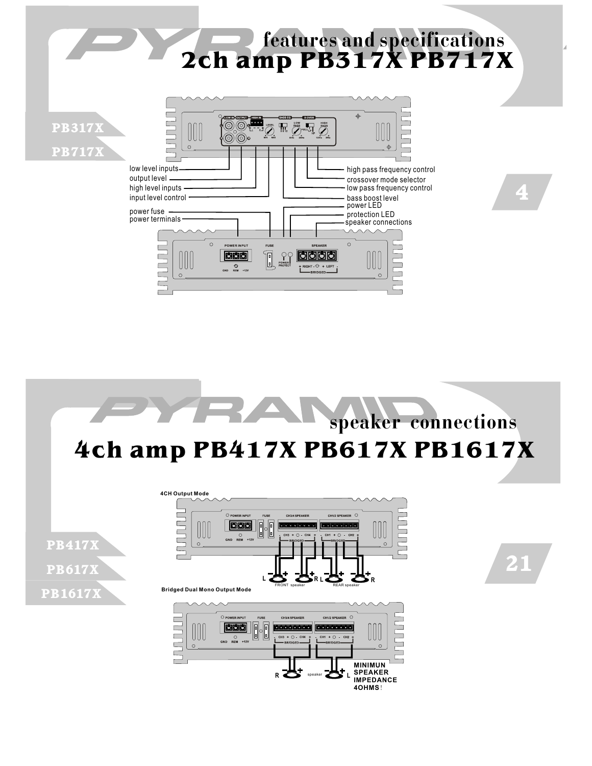# features and specifications

## 2ch amp PB317X PB717X

PB317X

PB717X

- low level inputs
- output level
- high level inputs
- input level control
- power fuse
- power terminals
- high pass frequency control
- crossover mode selector
- low pass frequency control
- bass boost level
- power LED
- protection LED
- speaker connections

# speaker connections

## 4ch amp PB417X PB617X PB1617X

PB417X

PB617X

PB1617X

4CH Output Mode

Bridged Dual Mono Output Mode

MINIMUN SPEAKER IMPEDANCE 4OHMS!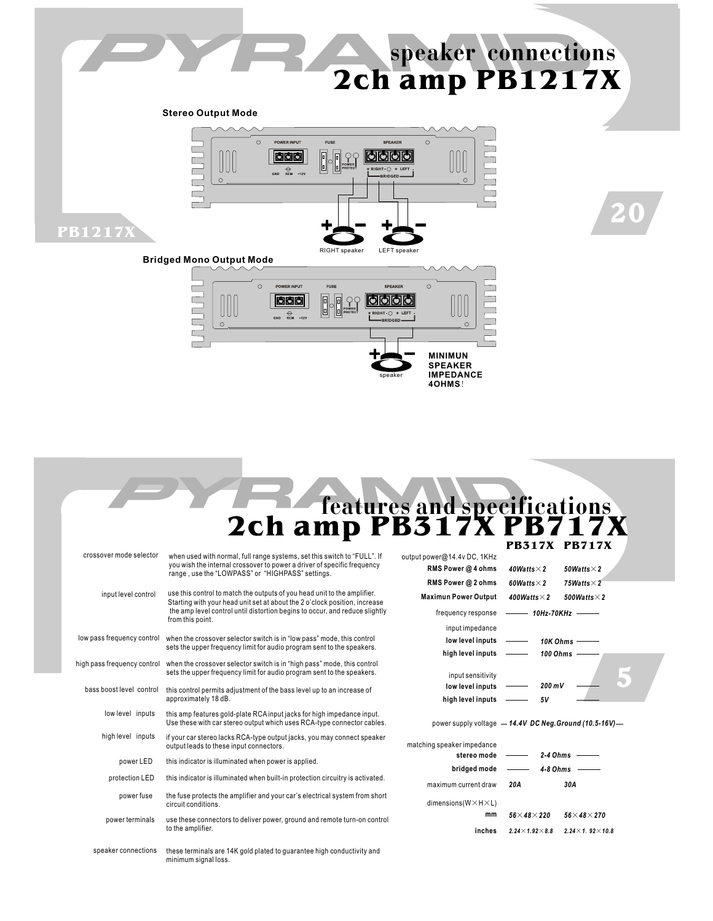# speaker connections
# 2ch amp PB1217X

**Stereo Output Mode**

POWER INPUT — GND REM +12V | FUSE | POWER PROTECT | SPEAKER + RIGHT - + LEFT - BRIDGED

RIGHT speaker | LEFT speaker

**Bridged Mono Output Mode**

POWER INPUT — GND REM +12V | FUSE | POWER PROTECT | SPEAKER + RIGHT - + LEFT - BRIDGED

speaker

**MINIMUN SPEAKER IMPEDANCE 4OHMS!**

# features and specifications
# 2ch amp PB317X PB717X

| | |
|---|---|
| crossover mode selector | when used with normal, full range systems, set this switch to "FULL". If you wish the internal crossover to power a driver of specific frequency range , use the "LOWPASS" or "HIGHPASS" settings. |
| input level control | use this control to match the outputs of you head unit to the amplifier. Starting with your head unit set at about the 2 o'clock position, increase the amp level control until distortion begins to occur, and reduce slightly from this point. |
| low pass frequency control | when the crossover selector switch is in "low pass" mode, this control sets the upper frequency limit for audio program sent to the speakers. |
| high pass frequency control | when the crossover selector switch is in "high pass" mode, this control sets the upper frequency limit for audio program sent to the speakers. |
| bass boost level control | this control permits adjustment of the bass level up to an increase of approximately 18 dB. |
| low level inputs | this amp features gold-plate RCA input jacks for high impedance input. Use these with car stereo output which uses RCA-type connector cables. |
| high level inputs | if your car stereo lacks RCA-type output jacks, you may connect speaker output leads to these input connectors. |
| power LED | this indicator is illuminated when power is applied. |
| protection LED | this indicator is illuminated when built-in protection circuitry is activated. |
| power fuse | the fuse protects the amplifier and your car's electrical system from short circuit conditions. |
| power terminals | use these connectors to deliver power, ground and remote turn-on control to the amplifier. |
| speaker connections | these terminals are 14K gold plated to guarantee high conductivity and minimum signal loss. |

| | PB317X | PB717X |
|---|---|---|
| output power@14.4v DC, 1KHz | | |
| **RMS Power @ 4 ohms** | 40Watts×2 | 50Watts×2 |
| **RMS Power @ 2 ohms** | 60Watts×2 | 75Watts×2 |
| **Maximun Power Output** | 400Watts×2 | 500Watts×2 |
| frequency response | 10Hz-70KHz | |
| input impedance | | |
| **low level inputs** | 10K Ohms | |
| **high level inputs** | 100 Ohms | |
| input sensitivity | | |
| **low level inputs** | 200 mV | |
| **high level inputs** | 5V | |
| power supply voltage | 14.4V DC Neg.Ground (10.5-16V) | |
| matching speaker impedance | | |
| **stereo mode** | 2-4 Ohms | |
| **bridged mode** | 4-8 Ohms | |
| maximum current draw | 20A | 30A |
| dimensions(W×H×L) | | |
| **mm** | 56×48×220 | 56×48×270 |
| **inches** | 2.24×1.92×8.8 | 2.24×1. 92×10.8 |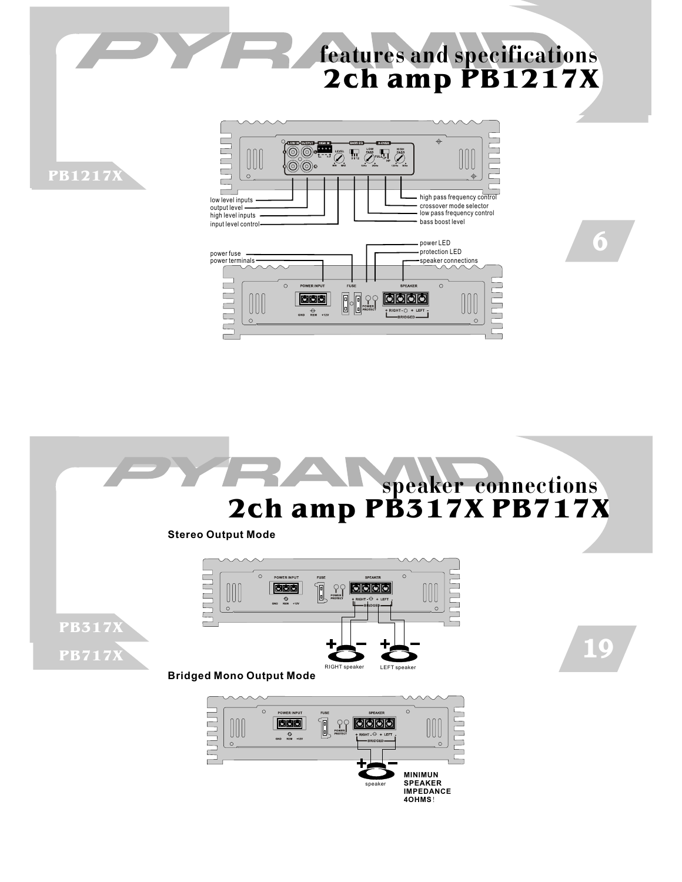# features and specifications
# 2ch amp PB1217X

PB1217X

- low level inputs
- output level
- high level inputs
- input level control
- high pass frequency control
- crossover mode selector
- low pass frequency control
- bass boost level

- power fuse
- power terminals
- power LED
- protection LED
- speaker connections

# speaker connections
# 2ch amp PB317X PB717X

PB317X

PB717X

**Stereo Output Mode**

RIGHT speaker

LEFT speaker

**Bridged Mono Output Mode**

speaker

**MINIMUN SPEAKER IMPEDANCE 4OHMS**!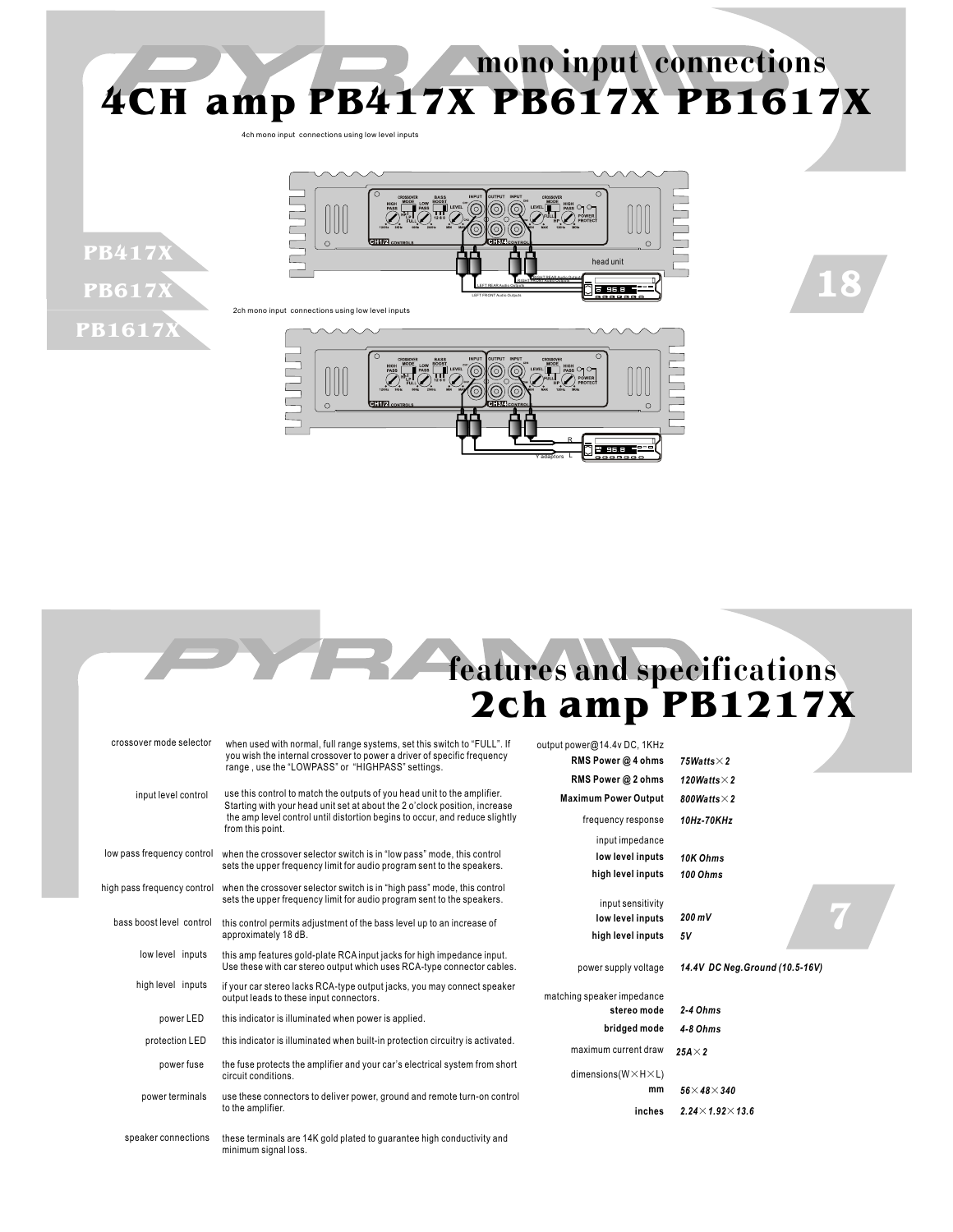# mono input connections

# 4CH amp PB417X PB617X PB1617X

4ch mono input connections using low level inputs

2ch mono input connections using low level inputs

# features and specifications

# 2ch amp PB1217X

| | |
|---|---|
| crossover mode selector | when used with normal, full range systems, set this switch to "FULL". If you wish the internal crossover to power a driver of specific frequency range , use the "LOWPASS" or "HIGHPASS" settings. |
| input level control | use this control to match the outputs of you head unit to the amplifier. Starting with your head unit set at about the 2 o'clock position, increase the amp level control until distortion begins to occur, and reduce slightly from this point. |
| low pass frequency control | when the crossover selector switch is in "low pass" mode, this control sets the upper frequency limit for audio program sent to the speakers. |
| high pass frequency control | when the crossover selector switch is in "high pass" mode, this control sets the upper frequency limit for audio program sent to the speakers. |
| bass boost level control | this control permits adjustment of the bass level up to an increase of approximately 18 dB. |
| low level inputs | this amp features gold-plate RCA input jacks for high impedance input. Use these with car stereo output which uses RCA-type connector cables. |
| high level inputs | if your car stereo lacks RCA-type output jacks, you may connect speaker output leads to these input connectors. |
| power LED | this indicator is illuminated when power is applied. |
| protection LED | this indicator is illuminated when built-in protection circuitry is activated. |
| power fuse | the fuse protects the amplifier and your car's electrical system from short circuit conditions. |
| power terminals | use these connectors to deliver power, ground and remote turn-on control to the amplifier. |
| speaker connections | these terminals are 14K gold plated to guarantee high conductivity and minimum signal loss. |

| | |
|---|---|
| output power@14.4v DC, 1KHz | |
| **RMS Power @ 4 ohms** | *75Watts×2* |
| **RMS Power @ 2 ohms** | *120Watts×2* |
| **Maximum Power Output** | *800Watts×2* |
| frequency response | *10Hz-70KHz* |
| input impedance | |
| **low level inputs** | *10K Ohms* |
| **high level inputs** | *100 Ohms* |
| input sensitivity | |
| **low level inputs** | *200 mV* |
| **high level inputs** | *5V* |
| power supply voltage | *14.4V DC Neg.Ground (10.5-16V)* |
| matching speaker impedance | |
| **stereo mode** | *2-4 Ohms* |
| **bridged mode** | *4-8 Ohms* |
| maximum current draw | *25A×2* |
| dimensions(W×H×L) | |
| **mm** | *56×48×340* |
| **inches** | *2.24×1.92×13.6* |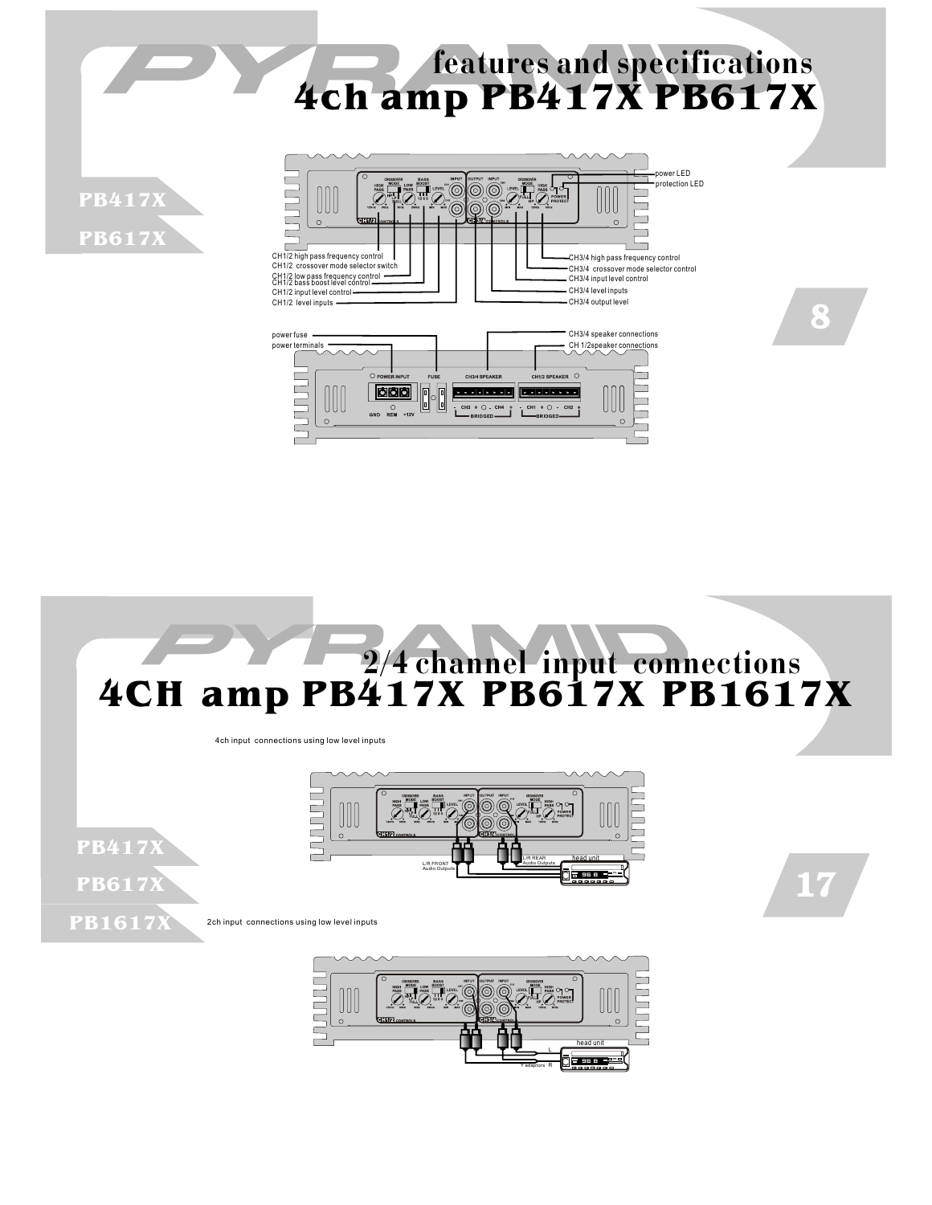# features and specifications

## 4ch amp PB417X PB617X

PB417X

PB617X

- CH1/2 high pass frequency control
- CH1/2 crossover mode selector switch
- CH1/2 low pass frequency control
- CH1/2 bass boost level control
- CH1/2 input level control
- CH1/2 level inputs

- power LED
- protection LED
- CH3/4 high pass frequency control
- CH3/4 crossover mode selector control
- CH3/4 input level control
- CH3/4 level inputs
- CH3/4 output level

- power fuse
- power terminals
- CH3/4 speaker connections
- CH 1/2speaker connections

# 2/4 channel input connections

## 4CH amp PB417X PB617X PB1617X

PB417X

PB617X

PB1617X

4ch input connections using low level inputs

L/R FRONT Audio Outputs

L/R REAR Audio Outputs

head unit

2ch input connections using low level inputs

Y adaptors

L

R

head unit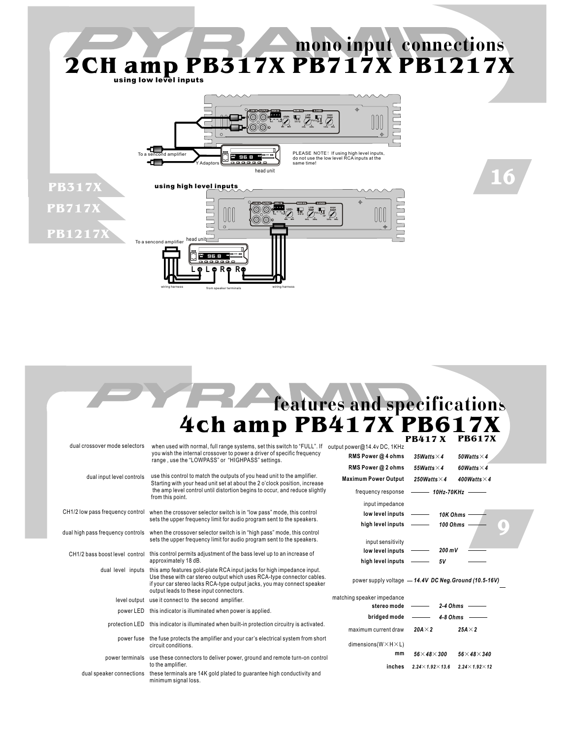# mono input connections

# 2CH amp PB317X PB717X PB1217X

### using low level inputs

To a sencond amplifier

Y Adaptors

head unit

PLEASE NOTE! If using high level inputs, do not use the low level RCA inputs at the same time!

PB317X

PB717X

PB1217X

### using high level inputs

To a sencond amplifier

head unit

L+ L- R- R+

wiring harness

from speaker terminals

wiring harness

# features and specifications

# 4ch amp PB417X PB617X

**dual crossover mode selectors** — when used with normal, full range systems, set this switch to "FULL". If you wish the internal crossover to power a driver of specific frequency range , use the "LOWPASS" or "HIGHPASS" settings.

**dual input level controls** — use this control to match the outputs of you head unit to the amplifier. Starting with your head unit set at about the 2 o'clock position, increase the amp level control until distortion begins to occur, and reduce slightly from this point.

**CH1/2 low pass frequency control** — when the crossover selector switch is in "low pass" mode, this control sets the upper frequency limit for audio program sent to the speakers.

**dual high pass frequency controls** — when the crossover selector switch is in "high pass" mode, this control sets the upper frequency limit for audio program sent to the speakers.

**CH1/2 bass boost level control** — this control permits adjustment of the bass level up to an increase of approximately 18 dB.

**dual level inputs** — this amp features gold-plate RCA input jacks for high impedance input. Use these with car stereo output which uses RCA-type connector cables. if your car stereo lacks RCA-type output jacks, you may connect speaker output leads to these input connectors.

**level output** — use it connect to the second amplifier.

**power LED** — this indicator is illuminated when power is applied.

**protection LED** — this indicator is illuminated when built-in protection circuitry is activated.

**power fuse** — the fuse protects the amplifier and your car's electrical system from short circuit conditions.

**power terminals** — use these connectors to deliver power, ground and remote turn-on control to the amplifier.

**dual speaker connections** — these terminals are 14K gold plated to guarantee high conductivity and minimum signal loss.

| | PB417 X | PB617X |
|---|---|---|
| output power@14.4v DC, 1KHz | | |
| RMS Power @ 4 ohms | 35Watts×4 | 50Watts×4 |
| RMS Power @ 2 ohms | 55Watts×4 | 60Watts×4 |
| Maximum Power Output | 250Watts×4 | 400Watts×4 |
| frequency response | 10Hz-70KHz | |
| input impedance | | |
| low level inputs | 10K Ohms | |
| high level inputs | 100 Ohms | |
| input sensitivity | | |
| low level inputs | 200 mV | |
| high level inputs | 5V | |
| power supply voltage | 14.4V DC Neg.Ground (10.5-16V) | |
| matching speaker impedance | | |
| stereo mode | 2-4 Ohms | |
| bridged mode | 4-8 Ohms | |
| maximum current draw | 20A×2 | 25A×2 |
| dimensions(W×H×L) mm | 56×48×300 | 56×48×340 |
| inches | 2.24×1.92×13.6 | 2.24×1.92×12 |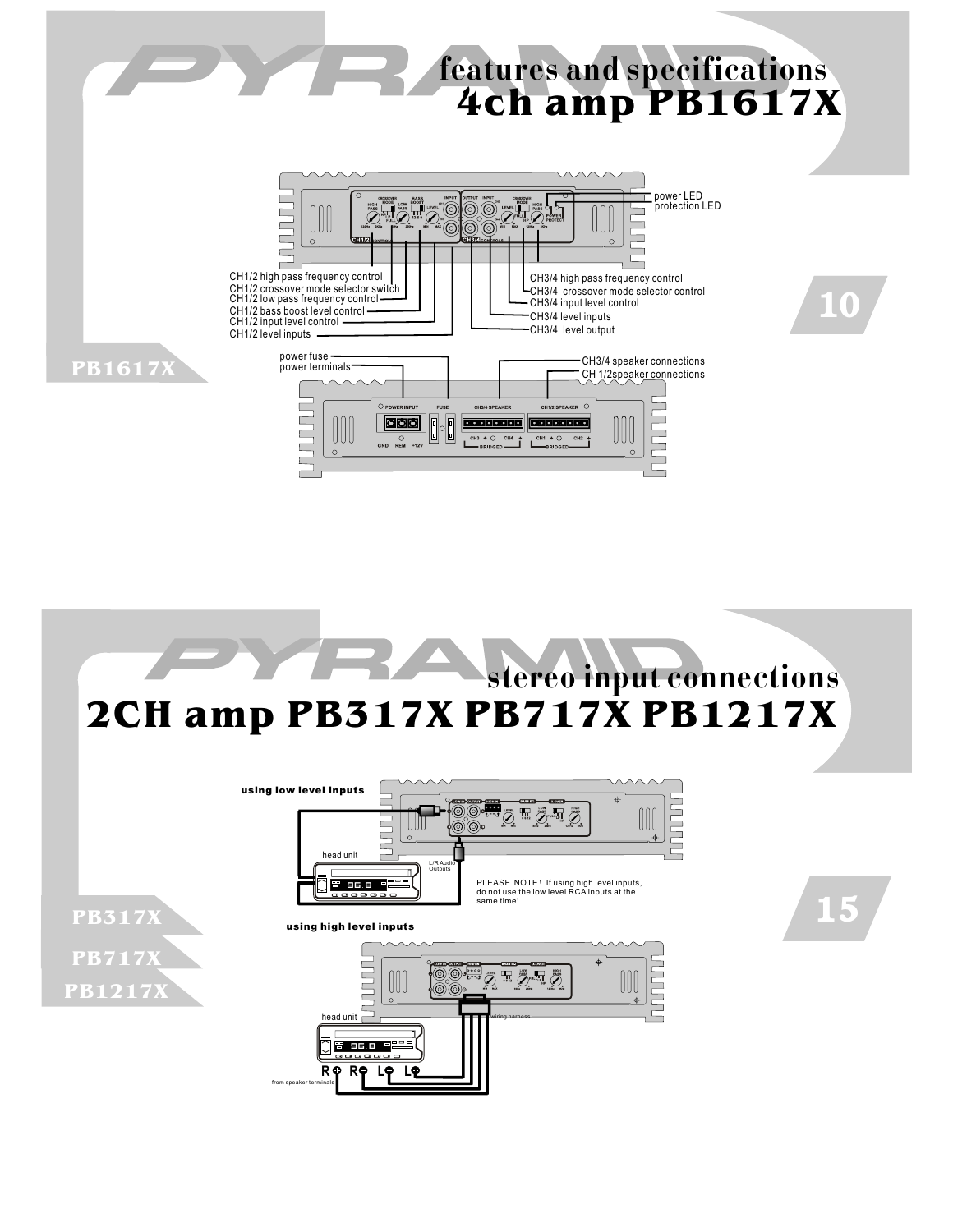# features and specifications
## 4ch amp PB1617X

- power LED
- protection LED
- CH1/2 high pass frequency control
- CH1/2 crossover mode selector switch
- CH1/2 low pass frequency control
- CH1/2 bass boost level control
- CH1/2 input level control
- CH1/2 level inputs
- CH3/4 high pass frequency control
- CH3/4 crossover mode selector control
- CH3/4 input level control
- CH3/4 level inputs
- CH3/4 level output
- power fuse
- power terminals
- CH3/4 speaker connections
- CH 1/2speaker connections

# stereo input connections
## 2CH amp PB317X PB717X PB1217X

**using low level inputs**

head unit

L/R Audio Outputs

PLEASE NOTE! If using high level inputs, do not use the low level RCA inputs at the same time!

**using high level inputs**

head unit

wiring harness

R+ R− L− L+

from speaker terminals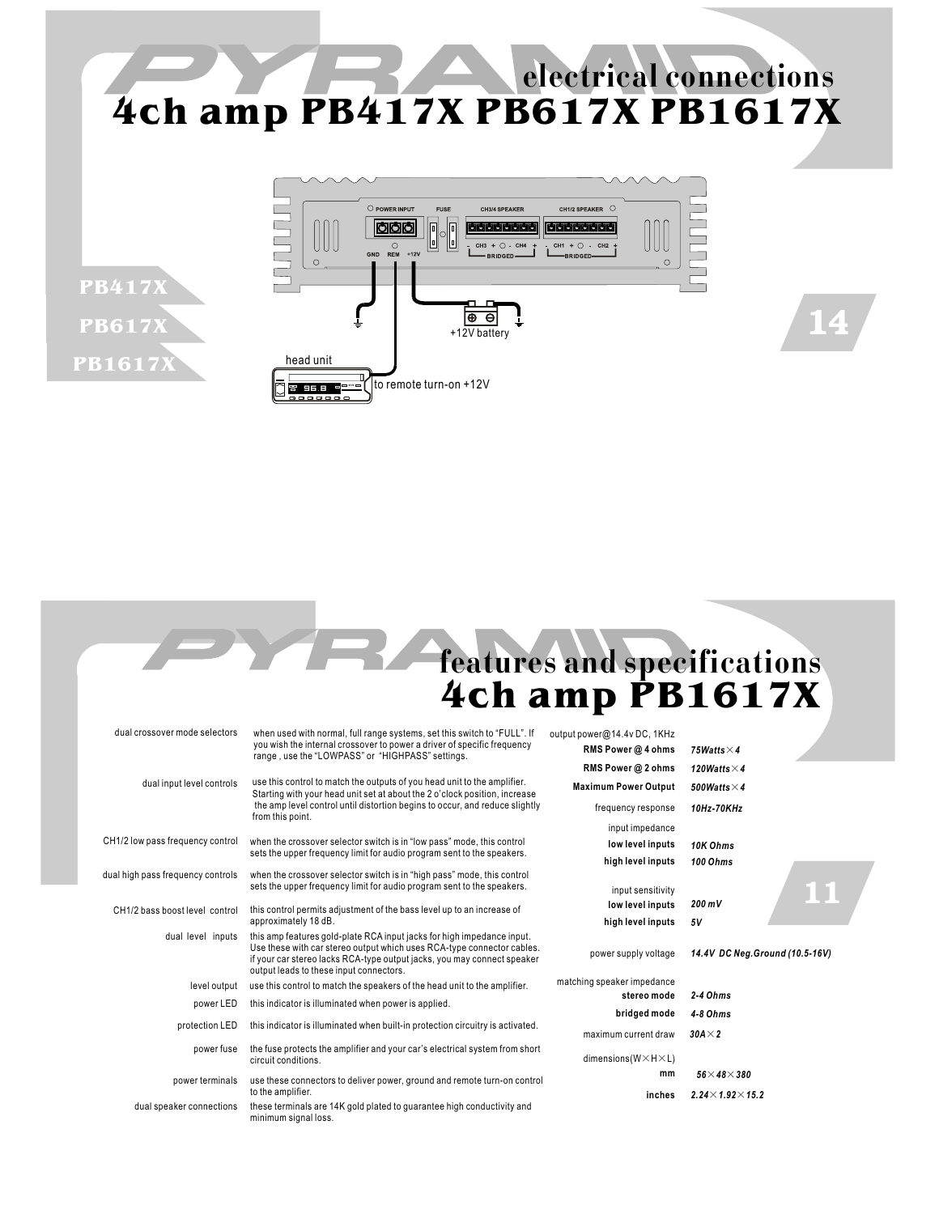# electrical connections
# 4ch amp PB417X PB617X PB1617X

PB417X
PB617X
PB1617X

POWER INPUT | FUSE | CH3/4 SPEAKER | CH1/2 SPEAKER

GND REM +12V

- CH3 + - CH4 + BRIDGED
- CH1 + - CH2 + BRIDGED

+12V battery

head unit

to remote turn-on +12V

# features and specifications
# 4ch amp PB1617X

| | |
|---|---|
| dual crossover mode selectors | when used with normal, full range systems, set this switch to "FULL". If you wish the internal crossover to power a driver of specific frequency range , use the "LOWPASS" or "HIGHPASS" settings. |
| dual input level controls | use this control to match the outputs of you head unit to the amplifier. Starting with your head unit set at about the 2 o'clock position, increase the amp level control until distortion begins to occur, and reduce slightly from this point. |
| CH1/2 low pass frequency control | when the crossover selector switch is in "low pass" mode, this control sets the upper frequency limit for audio program sent to the speakers. |
| dual high pass frequency controls | when the crossover selector switch is in "high pass" mode, this control sets the upper frequency limit for audio program sent to the speakers. |
| CH1/2 bass boost level control | this control permits adjustment of the bass level up to an increase of approximately 18 dB. |
| dual level inputs | this amp features gold-plate RCA input jacks for high impedance input. Use these with car stereo output which uses RCA-type connector cables. if your car stereo lacks RCA-type output jacks, you may connect speaker output leads to these input connectors. |
| level output | use this control to match the speakers of the head unit to the amplifier. |
| power LED | this indicator is illuminated when power is applied. |
| protection LED | this indicator is illuminated when built-in protection circuitry is activated. |
| power fuse | the fuse protects the amplifier and your car's electrical system from short circuit conditions. |
| power terminals | use these connectors to deliver power, ground and remote turn-on control to the amplifier. |
| dual speaker connections | these terminals are 14K gold plated to guarantee high conductivity and minimum signal loss. |

| | |
|---|---|
| output power@14.4v DC, 1KHz | |
| **RMS Power @ 4 ohms** | *75Watts×4* |
| **RMS Power @ 2 ohms** | *120Watts×4* |
| **Maximum Power Output** | *500Watts×4* |
| frequency response | *10Hz-70KHz* |
| input impedance | |
| **low level inputs** | *10K Ohms* |
| **high level inputs** | *100 Ohms* |
| input sensitivity | |
| **low level inputs** | *200 mV* |
| **high level inputs** | *5V* |
| power supply voltage | *14.4V DC Neg.Ground (10.5-16V)* |
| matching speaker impedance | |
| **stereo mode** | *2-4 Ohms* |
| **bridged mode** | *4-8 Ohms* |
| maximum current draw | *30A×2* |
| dimensions(W×H×L) | |
| **mm** | *56×48×380* |
| **inches** | *2.24×1.92×15.2* |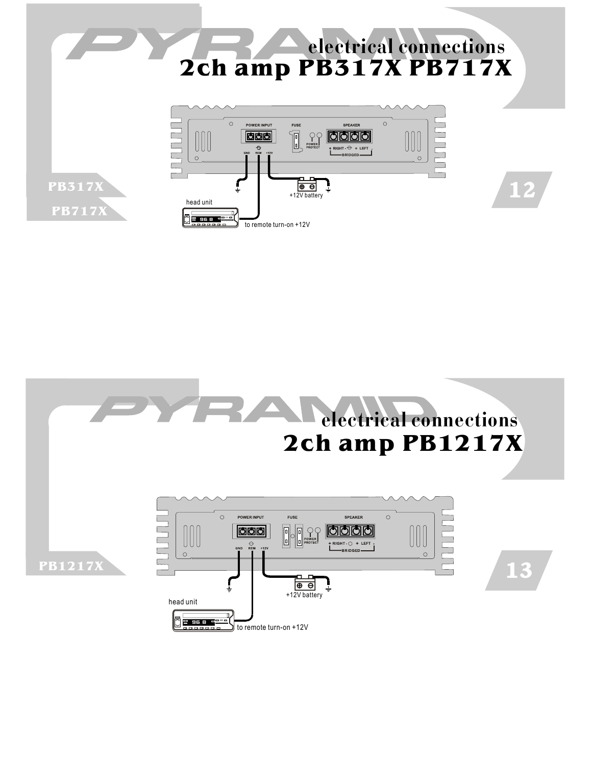## electrical connections
# 2ch amp PB317X PB717X

POWER INPUT
FUSE
SPEAKER
POWER PROTECT
+ RIGHT - + LEFT -
BRIDGED
GND REM +12V
+12V battery
head unit
to remote turn-on +12V

## electrical connections
# 2ch amp PB1217X

POWER INPUT
FUSE
SPEAKER
POWER PROTECT
+ RIGHT - + LEFT -
BRIDGED
GND REM +12V
+12V battery
head unit
to remote turn-on +12V